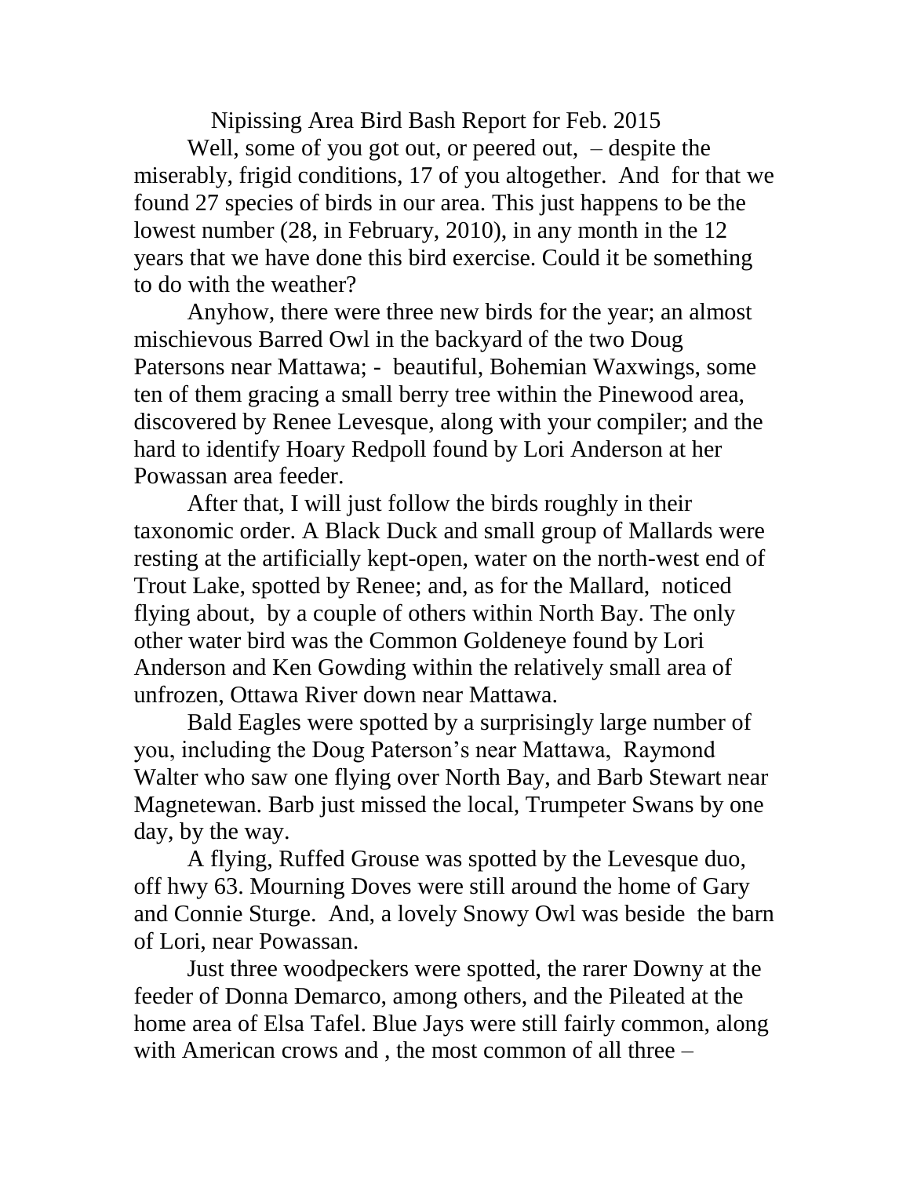# Nipissing Area Bird Bash Report for Feb. 2015

Well, some of you got out, or peered out, – despite the miserably, frigid conditions, 17 of you altogether. And for that we found 27 species of birds in our area. This just happens to be the lowest number (28, in February, 2010), in any month in the 12 years that we have done this bird exercise. Could it be something to do with the weather?

Anyhow, there were three new birds for the year; an almost mischievous Barred Owl in the backyard of the two Doug Patersons near Mattawa; - beautiful, Bohemian Waxwings, some ten of them gracing a small berry tree within the Pinewood area, discovered by Renee Levesque, along with your compiler; and the hard to identify Hoary Redpoll found by Lori Anderson at her Powassan area feeder.

After that, I will just follow the birds roughly in their taxonomic order. A Black Duck and small group of Mallards were resting at the artificially kept-open, water on the north-west end of Trout Lake, spotted by Renee; and, as for the Mallard, noticed flying about, by a couple of others within North Bay. The only other water bird was the Common Goldeneye found by Lori Anderson and Ken Gowding within the relatively small area of unfrozen, Ottawa River down near Mattawa.

Bald Eagles were spotted by a surprisingly large number of you, including the Doug Paterson's near Mattawa, Raymond Walter who saw one flying over North Bay, and Barb Stewart near Magnetewan. Barb just missed the local, Trumpeter Swans by one day, by the way.

A flying, Ruffed Grouse was spotted by the Levesque duo, off hwy 63. Mourning Doves were still around the home of Gary and Connie Sturge. And, a lovely Snowy Owl was beside the barn of Lori, near Powassan.

Just three woodpeckers were spotted, the rarer Downy at the feeder of Donna Demarco, among others, and the Pileated at the home area of Elsa Tafel. Blue Jays were still fairly common, along with American crows and , the most common of all three –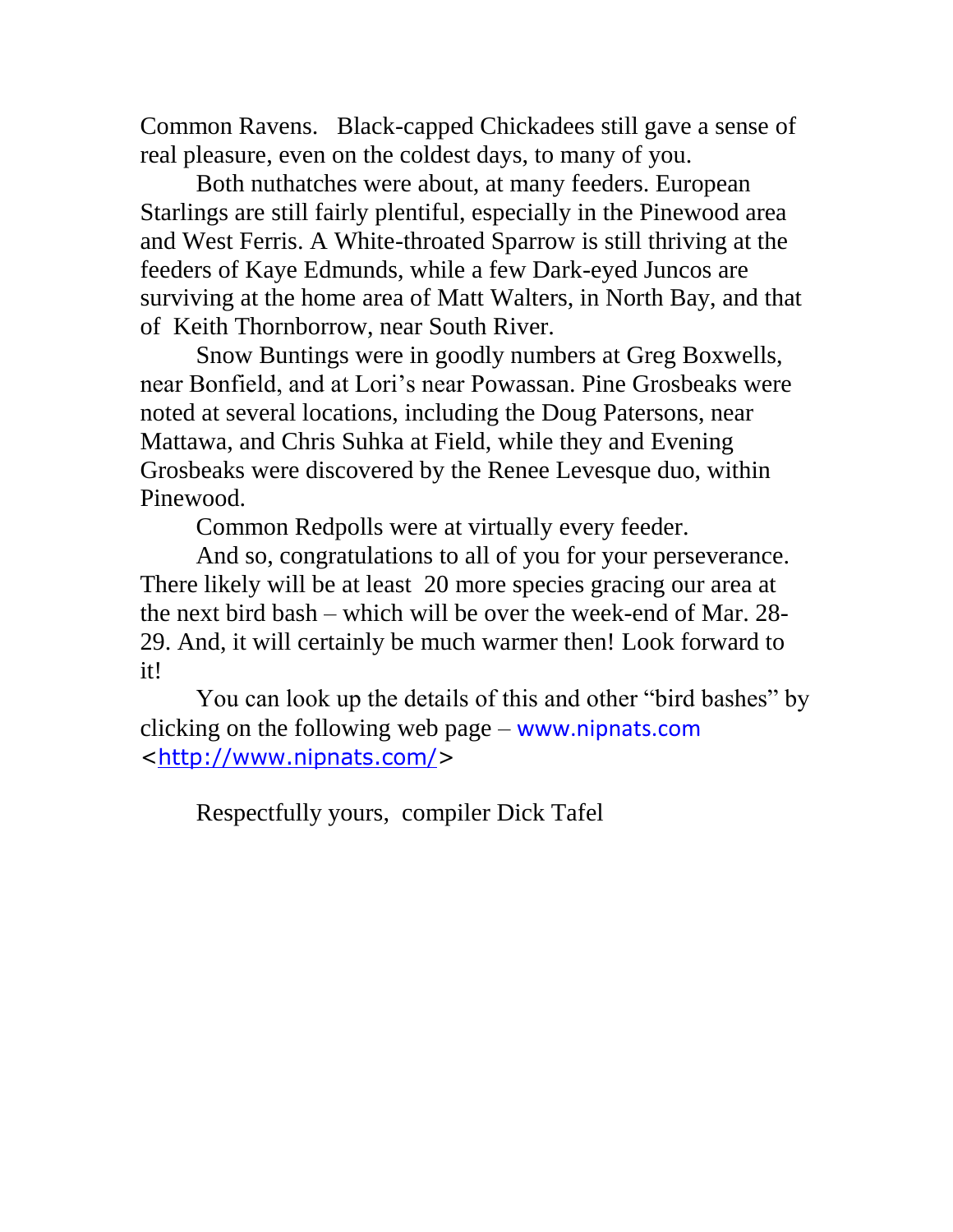Common Ravens. Black-capped Chickadees still gave a sense of real pleasure, even on the coldest days, to many of you.

Both nuthatches were about, at many feeders. European Starlings are still fairly plentiful, especially in the Pinewood area and West Ferris. A White-throated Sparrow is still thriving at the feeders of Kaye Edmunds, while a few Dark-eyed Juncos are surviving at the home area of Matt Walters, in North Bay, and that of Keith Thornborrow, near South River.

Snow Buntings were in goodly numbers at Greg Boxwells, near Bonfield, and at Lori's near Powassan. Pine Grosbeaks were noted at several locations, including the Doug Patersons, near Mattawa, and Chris Suhka at Field, while they and Evening Grosbeaks were discovered by the Renee Levesque duo, within Pinewood.

Common Redpolls were at virtually every feeder.

And so, congratulations to all of you for your perseverance. There likely will be at least 20 more species gracing our area at the next bird bash – which will be over the week-end of Mar. 28-29. And, it will certainly be much warmer then! Look forward to it!

You can look up the details of this and other "bird bashes" by clicking on the following web page – www.nipnats.com <http://www.nipnats.com/>

Respectfully yours, compiler Dick Tafel